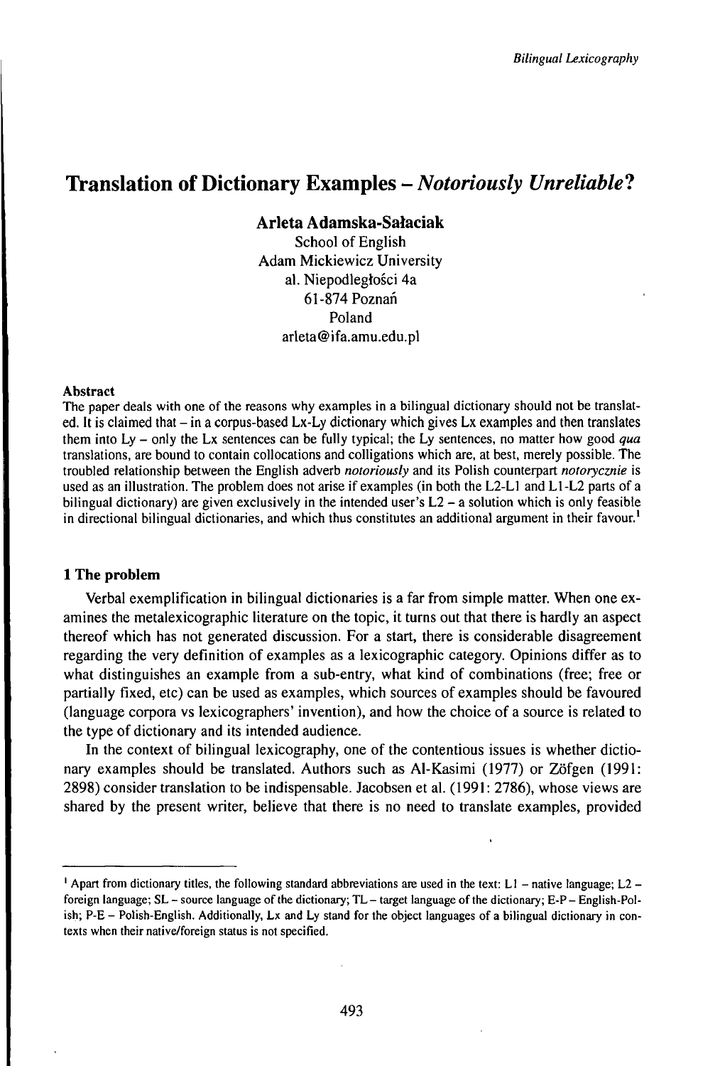# Translation of Dictionary Examples – *Notoriously Unreliable*?

**Arleta Adamska-Sałaciak**
School of English
Adam Mickiewicz University
al. Niepodległości 4a
61-874 Poznań
Poland
arleta@ifa.amu.edu.pl

#### Abstract

The paper deals with one of the reasons why examples in a bilingual dictionary should not be translated. It is claimed that – in a corpus-based Lx-Ly dictionary which gives Lx examples and then translates them into Ly – only the Lx sentences can be fully typical; the Ly sentences, no matter how good *qua* translations, are bound to contain collocations and colligations which are, at best, merely possible. The troubled relationship between the English adverb *notoriously* and its Polish counterpart *notorycznie* is used as an illustration. The problem does not arise if examples (in both the L2-L1 and L1-L2 parts of a bilingual dictionary) are given exclusively in the intended user's L2 – a solution which is only feasible in directional bilingual dictionaries, and which thus constitutes an additional argument in their favour.[1]

## 1 The problem

Verbal exemplification in bilingual dictionaries is a far from simple matter. When one examines the metalexicographic literature on the topic, it turns out that there is hardly an aspect thereof which has not generated discussion. For a start, there is considerable disagreement regarding the very definition of examples as a lexicographic category. Opinions differ as to what distinguishes an example from a sub-entry, what kind of combinations (free; free or partially fixed, etc) can be used as examples, which sources of examples should be favoured (language corpora vs lexicographers' invention), and how the choice of a source is related to the type of dictionary and its intended audience.

In the context of bilingual lexicography, one of the contentious issues is whether dictionary examples should be translated. Authors such as Al-Kasimi (1977) or Zöfgen (1991: 2898) consider translation to be indispensable. Jacobsen et al. (1991: 2786), whose views are shared by the present writer, believe that there is no need to translate examples, provided

[1] Apart from dictionary titles, the following standard abbreviations are used in the text: L1 – native language; L2 – foreign language; SL – source language of the dictionary; TL – target language of the dictionary; E-P – English-Polish; P-E – Polish-English. Additionally, Lx and Ly stand for the object languages of a bilingual dictionary in contexts when their native/foreign status is not specified.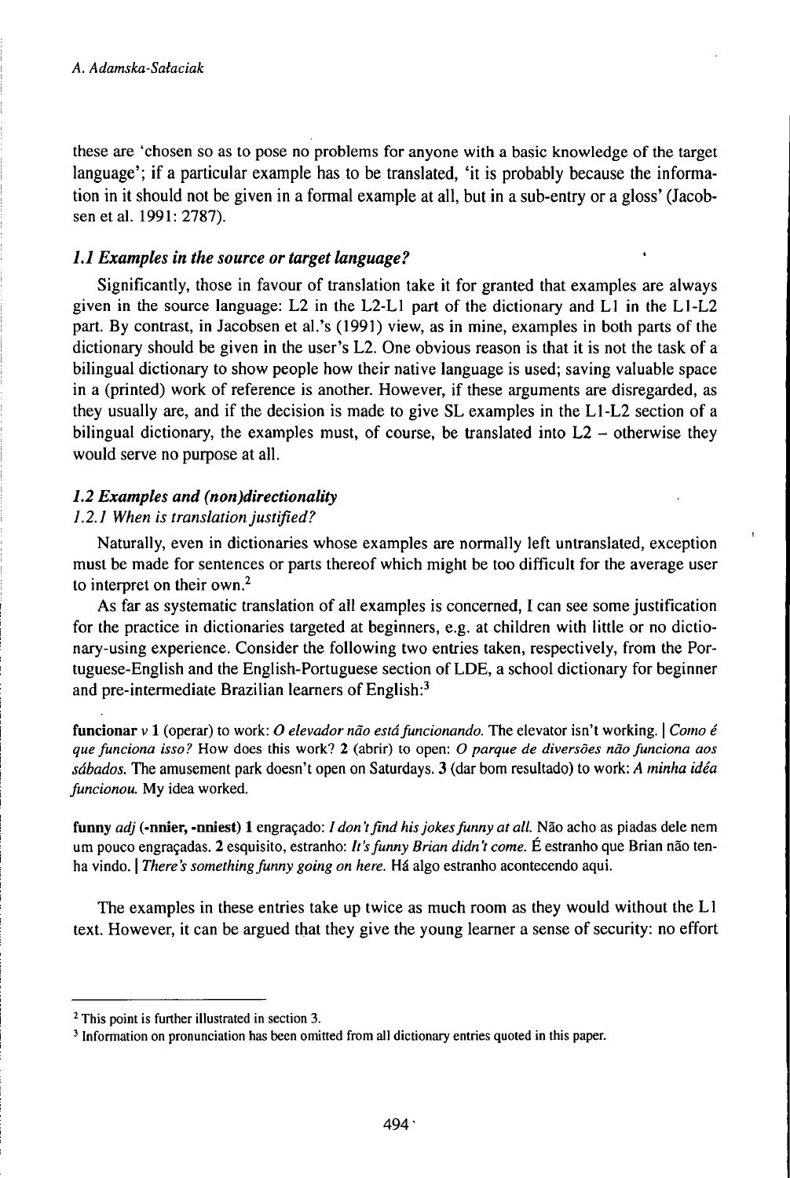these are 'chosen so as to pose no problems for anyone with a basic knowledge of the target language'; if a particular example has to be translated, 'it is probably because the information in it should not be given in a formal example at all, but in a sub-entry or a gloss' (Jacobsen et al. 1991: 2787).

### *1.1 Examples in the source or target language?*

Significantly, those in favour of translation take it for granted that examples are always given in the source language: L2 in the L2-L1 part of the dictionary and L1 in the L1-L2 part. By contrast, in Jacobsen et al.'s (1991) view, as in mine, examples in both parts of the dictionary should be given in the user's L2. One obvious reason is that it is not the task of a bilingual dictionary to show people how their native language is used; saving valuable space in a (printed) work of reference is another. However, if these arguments are disregarded, as they usually are, and if the decision is made to give SL examples in the L1-L2 section of a bilingual dictionary, the examples must, of course, be translated into L2 – otherwise they would serve no purpose at all.

### *1.2 Examples and (non)directionality*

#### *1.2.1 When is translation justified?*

Naturally, even in dictionaries whose examples are normally left untranslated, exception must be made for sentences or parts thereof which might be too difficult for the average user to interpret on their own.[2]

As far as systematic translation of all examples is concerned, I can see some justification for the practice in dictionaries targeted at beginners, e.g. at children with little or no dictionary-using experience. Consider the following two entries taken, respectively, from the Portuguese-English and the English-Portuguese section of LDE, a school dictionary for beginner and pre-intermediate Brazilian learners of English:[3]

**funcionar** *v* **1** (operar) to work: *O elevador não está funcionando.* The elevator isn't working. | *Como é que funciona isso?* How does this work? **2** (abrir) to open: *O parque de diversões não funciona aos sábados.* The amusement park doesn't open on Saturdays. **3** (dar bom resultado) to work: *A minha idéa funcionou.* My idea worked.

**funny** *adj* **(-nnier, -nniest) 1** engraçado: *I don't find his jokes funny at all.* Não acho as piadas dele nem um pouco engraçadas. **2** esquisito, estranho: *It's funny Brian didn't come.* É estranho que Brian não tenha vindo. | *There's something funny going on here.* Há algo estranho acontecendo aqui.

The examples in these entries take up twice as much room as they would without the L1 text. However, it can be argued that they give the young learner a sense of security: no effort

---

[2] This point is further illustrated in section 3.

[3] Information on pronunciation has been omitted from all dictionary entries quoted in this paper.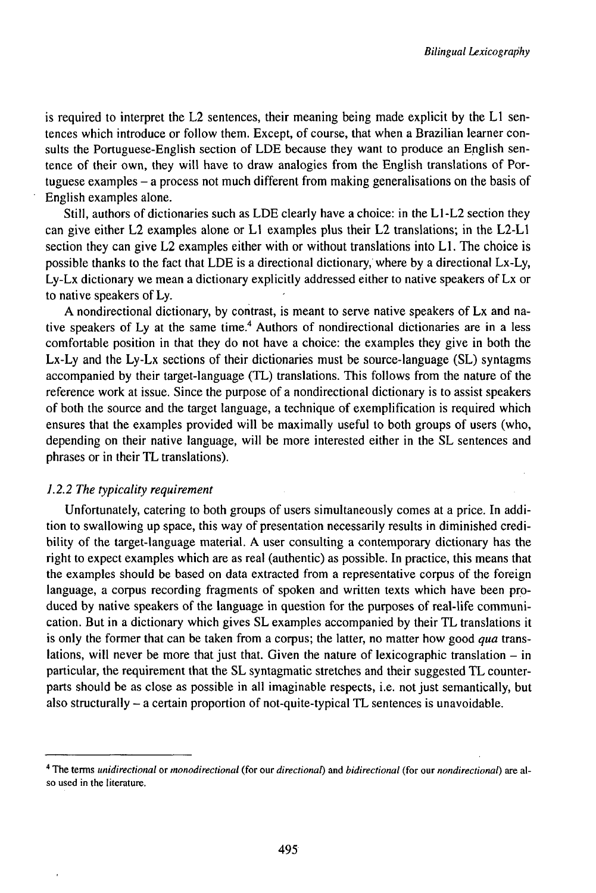is required to interpret the L2 sentences, their meaning being made explicit by the L1 sentences which introduce or follow them. Except, of course, that when a Brazilian learner consults the Portuguese-English section of LDE because they want to produce an English sentence of their own, they will have to draw analogies from the English translations of Portuguese examples – a process not much different from making generalisations on the basis of English examples alone.

Still, authors of dictionaries such as LDE clearly have a choice: in the L1-L2 section they can give either L2 examples alone or L1 examples plus their L2 translations; in the L2-L1 section they can give L2 examples either with or without translations into L1. The choice is possible thanks to the fact that LDE is a directional dictionary, where by a directional Lx-Ly, Ly-Lx dictionary we mean a dictionary explicitly addressed either to native speakers of Lx or to native speakers of Ly.

A nondirectional dictionary, by contrast, is meant to serve native speakers of Lx and native speakers of Ly at the same time.[4] Authors of nondirectional dictionaries are in a less comfortable position in that they do not have a choice: the examples they give in both the Lx-Ly and the Ly-Lx sections of their dictionaries must be source-language (SL) syntagms accompanied by their target-language (TL) translations. This follows from the nature of the reference work at issue. Since the purpose of a nondirectional dictionary is to assist speakers of both the source and the target language, a technique of exemplification is required which ensures that the examples provided will be maximally useful to both groups of users (who, depending on their native language, will be more interested either in the SL sentences and phrases or in their TL translations).

### *1.2.2 The typicality requirement*

Unfortunately, catering to both groups of users simultaneously comes at a price. In addition to swallowing up space, this way of presentation necessarily results in diminished credibility of the target-language material. A user consulting a contemporary dictionary has the right to expect examples which are as real (authentic) as possible. In practice, this means that the examples should be based on data extracted from a representative corpus of the foreign language, a corpus recording fragments of spoken and written texts which have been produced by native speakers of the language in question for the purposes of real-life communication. But in a dictionary which gives SL examples accompanied by their TL translations it is only the former that can be taken from a corpus; the latter, no matter how good *qua* translations, will never be more that just that. Given the nature of lexicographic translation – in particular, the requirement that the SL syntagmatic stretches and their suggested TL counterparts should be as close as possible in all imaginable respects, i.e. not just semantically, but also structurally – a certain proportion of not-quite-typical TL sentences is unavoidable.

---

[4] The terms *unidirectional* or *monodirectional* (for our *directional*) and *bidirectional* (for our *nondirectional*) are also used in the literature.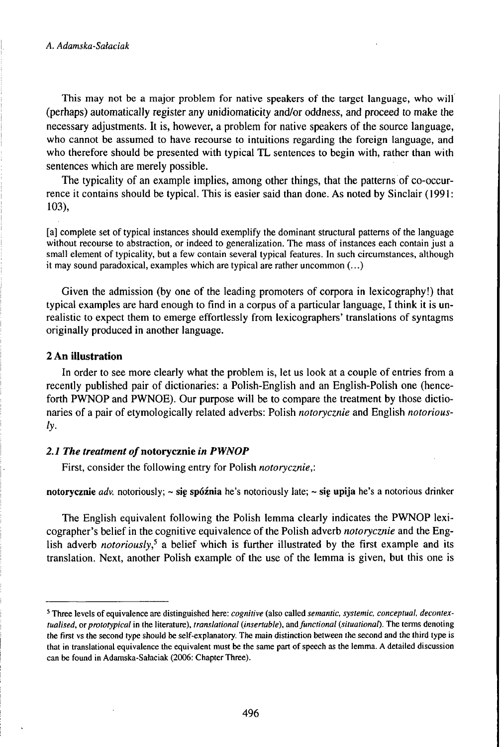This may not be a major problem for native speakers of the target language, who will (perhaps) automatically register any unidiomaticity and/or oddness, and proceed to make the necessary adjustments. It is, however, a problem for native speakers of the source language, who cannot be assumed to have recourse to intuitions regarding the foreign language, and who therefore should be presented with typical TL sentences to begin with, rather than with sentences which are merely possible.

The typicality of an example implies, among other things, that the patterns of co-occurrence it contains should be typical. This is easier said than done. As noted by Sinclair (1991: 103),

> [a] complete set of typical instances should exemplify the dominant structural patterns of the language without recourse to abstraction, or indeed to generalization. The mass of instances each contain just a small element of typicality, but a few contain several typical features. In such circumstances, although it may sound paradoxical, examples which are typical are rather uncommon (...)

Given the admission (by one of the leading promoters of corpora in lexicography!) that typical examples are hard enough to find in a corpus of a particular language, I think it is unrealistic to expect them to emerge effortlessly from lexicographers' translations of syntagms originally produced in another language.

## 2 An illustration

In order to see more clearly what the problem is, let us look at a couple of entries from a recently published pair of dictionaries: a Polish-English and an English-Polish one (henceforth PWNOP and PWNOE). Our purpose will be to compare the treatment by those dictionaries of a pair of etymologically related adverbs: Polish *notorycznie* and English *notoriously*.

### *2.1 The treatment of* **notorycznie** *in PWNOP*

First, consider the following entry for Polish *notorycznie*,:

**notorycznie** *adv.* notoriously; ~ **się spóźnia** he's notoriously late; ~ **się upija** he's a notorious drinker

The English equivalent following the Polish lemma clearly indicates the PWNOP lexicographer's belief in the cognitive equivalence of the Polish adverb *notorycznie* and the English adverb *notoriously*,[5] a belief which is further illustrated by the first example and its translation. Next, another Polish example of the use of the lemma is given, but this one is

---

[5] Three levels of equivalence are distinguished here: *cognitive* (also called *semantic, systemic, conceptual, decontextualised,* or *prototypical* in the literature), *translational* (*insertable*), and *functional* (*situational*). The terms denoting the first vs the second type should be self-explanatory. The main distinction between the second and the third type is that in translational equivalence the equivalent must be the same part of speech as the lemma. A detailed discussion can be found in Adamska-Sałaciak (2006: Chapter Three).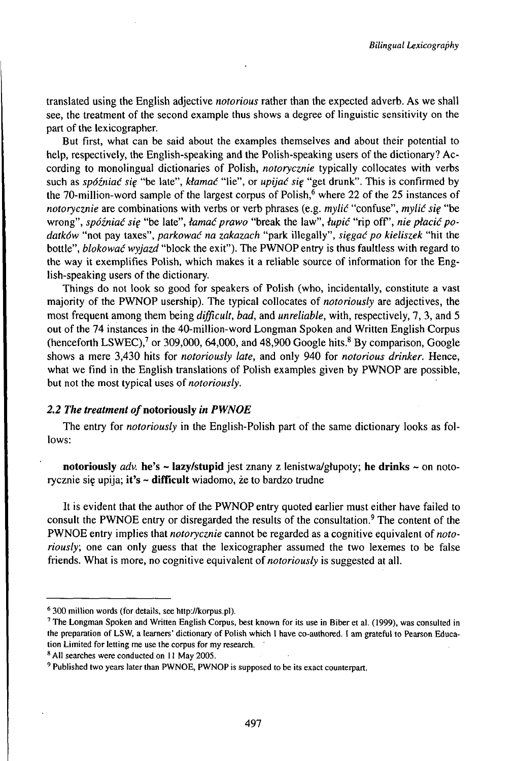translated using the English adjective *notorious* rather than the expected adverb. As we shall see, the treatment of the second example thus shows a degree of linguistic sensitivity on the part of the lexicographer.

But first, what can be said about the examples themselves and about their potential to help, respectively, the English-speaking and the Polish-speaking users of the dictionary? According to monolingual dictionaries of Polish, *notorycznie* typically collocates with verbs such as *spóźniać się* "be late", *kłamać* "lie", or *upijać się* "get drunk". This is confirmed by the 70-million-word sample of the largest corpus of Polish,[6] where 22 of the 25 instances of *notorycznie* are combinations with verbs or verb phrases (e.g. *mylić* "confuse", *mylić się* "be wrong", *spóźniać się* "be late", *łamać prawo* "break the law", *łupić* "rip off", *nie płacić podatków* "not pay taxes", *parkować na zakazach* "park illegally", *sięgać po kieliszek* "hit the bottle", *blokować wyjazd* "block the exit"). The PWNOP entry is thus faultless with regard to the way it exemplifies Polish, which makes it a reliable source of information for the English-speaking users of the dictionary.

Things do not look so good for speakers of Polish (who, incidentally, constitute a vast majority of the PWNOP usership). The typical collocates of *notoriously* are adjectives, the most frequent among them being *difficult*, *bad*, and *unreliable*, with, respectively, 7, 3, and 5 out of the 74 instances in the 40-million-word Longman Spoken and Written English Corpus (henceforth LSWEC),[7] or 309,000, 64,000, and 48,900 Google hits.[8] By comparison, Google shows a mere 3,430 hits for *notoriously late*, and only 940 for *notorious drinker*. Hence, what we find in the English translations of Polish examples given by PWNOP are possible, but not the most typical uses of *notoriously*.

### *2.2 The treatment of* notoriously *in PWNOE*

The entry for *notoriously* in the English-Polish part of the same dictionary looks as follows:

**notoriously** *adv.* **he's ~ lazy/stupid** jest znany z lenistwa/głupoty; **he drinks ~** on notorycznie się upija; **it's ~ difficult** wiadomo, że to bardzo trudne

It is evident that the author of the PWNOP entry quoted earlier must either have failed to consult the PWNOE entry or disregarded the results of the consultation.[9] The content of the PWNOE entry implies that *notorycznie* cannot be regarded as a cognitive equivalent of *notoriously*; one can only guess that the lexicographer assumed the two lexemes to be false friends. What is more, no cognitive equivalent of *notoriously* is suggested at all.

---

[6] 300 million words (for details, see http://korpus.pl).

[7] The Longman Spoken and Written English Corpus, best known for its use in Biber et al. (1999), was consulted in the preparation of LSW, a learners' dictionary of Polish which I have co-authored. I am grateful to Pearson Education Limited for letting me use the corpus for my research.

[8] All searches were conducted on 11 May 2005.

[9] Published two years later than PWNOE, PWNOP is supposed to be its exact counterpart.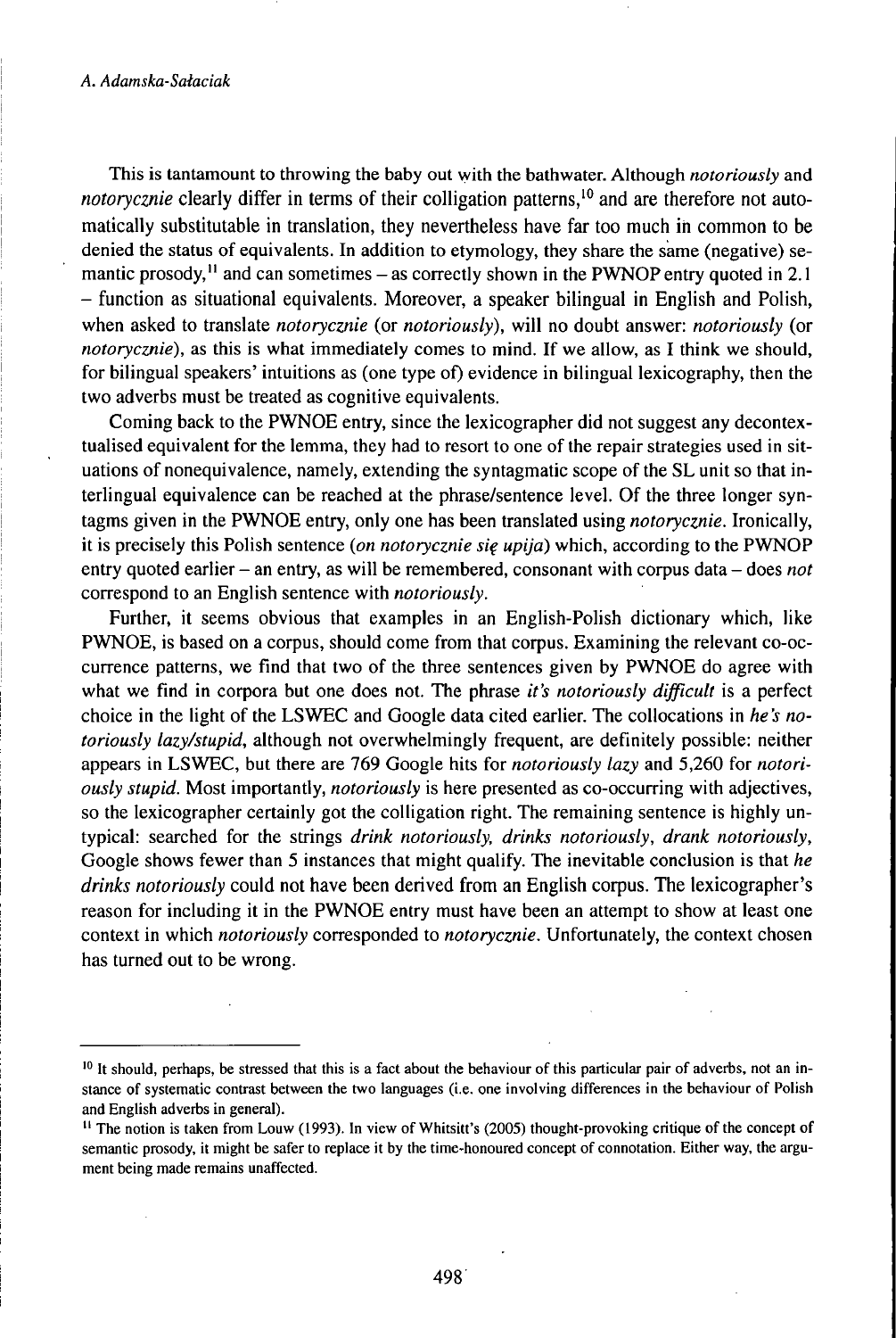This is tantamount to throwing the baby out with the bathwater. Although *notoriously* and *notorycznie* clearly differ in terms of their colligation patterns,[10] and are therefore not automatically substitutable in translation, they nevertheless have far too much in common to be denied the status of equivalents. In addition to etymology, they share the same (negative) semantic prosody,[11] and can sometimes – as correctly shown in the PWNOP entry quoted in 2.1 – function as situational equivalents. Moreover, a speaker bilingual in English and Polish, when asked to translate *notorycznie* (or *notoriously*), will no doubt answer: *notoriously* (or *notorycznie*), as this is what immediately comes to mind. If we allow, as I think we should, for bilingual speakers' intuitions as (one type of) evidence in bilingual lexicography, then the two adverbs must be treated as cognitive equivalents.

Coming back to the PWNOE entry, since the lexicographer did not suggest any decontextualised equivalent for the lemma, they had to resort to one of the repair strategies used in situations of nonequivalence, namely, extending the syntagmatic scope of the SL unit so that interlingual equivalence can be reached at the phrase/sentence level. Of the three longer syntagms given in the PWNOE entry, only one has been translated using *notorycznie*. Ironically, it is precisely this Polish sentence (*on notorycznie się upija*) which, according to the PWNOP entry quoted earlier – an entry, as will be remembered, consonant with corpus data – does *not* correspond to an English sentence with *notoriously*.

Further, it seems obvious that examples in an English-Polish dictionary which, like PWNOE, is based on a corpus, should come from that corpus. Examining the relevant co-occurrence patterns, we find that two of the three sentences given by PWNOE do agree with what we find in corpora but one does not. The phrase *it's notoriously difficult* is a perfect choice in the light of the LSWEC and Google data cited earlier. The collocations in *he's notoriously lazy/stupid*, although not overwhelmingly frequent, are definitely possible: neither appears in LSWEC, but there are 769 Google hits for *notoriously lazy* and 5,260 for *notoriously stupid*. Most importantly, *notoriously* is here presented as co-occurring with adjectives, so the lexicographer certainly got the colligation right. The remaining sentence is highly untypical: searched for the strings *drink notoriously, drinks notoriously, drank notoriously*, Google shows fewer than 5 instances that might qualify. The inevitable conclusion is that *he drinks notoriously* could not have been derived from an English corpus. The lexicographer's reason for including it in the PWNOE entry must have been an attempt to show at least one context in which *notoriously* corresponded to *notorycznie*. Unfortunately, the context chosen has turned out to be wrong.

---

[10] It should, perhaps, be stressed that this is a fact about the behaviour of this particular pair of adverbs, not an instance of systematic contrast between the two languages (i.e. one involving differences in the behaviour of Polish and English adverbs in general).

[11] The notion is taken from Louw (1993). In view of Whitsitt's (2005) thought-provoking critique of the concept of semantic prosody, it might be safer to replace it by the time-honoured concept of connotation. Either way, the argument being made remains unaffected.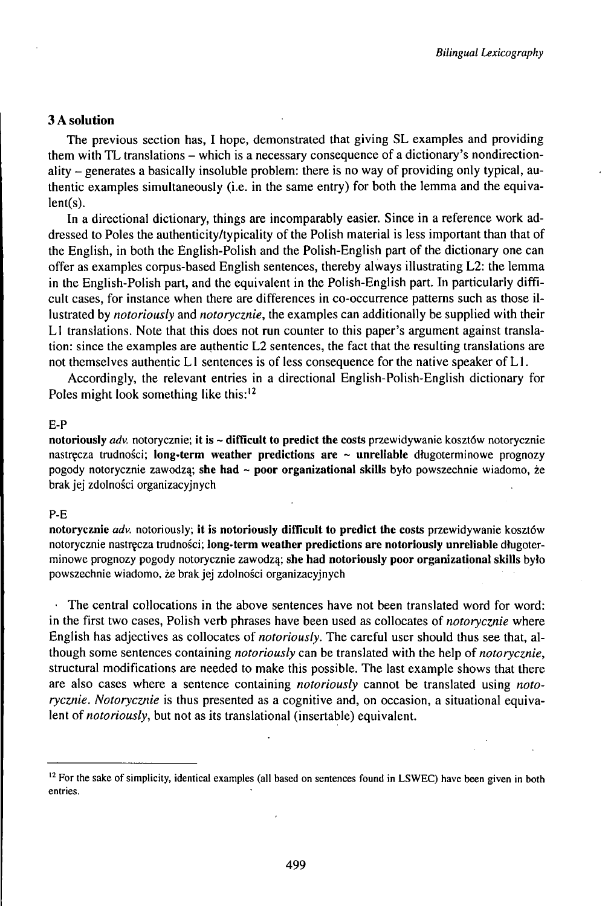### 3 A solution

The previous section has, I hope, demonstrated that giving SL examples and providing them with TL translations – which is a necessary consequence of a dictionary's nondirectionality – generates a basically insoluble problem: there is no way of providing only typical, authentic examples simultaneously (i.e. in the same entry) for both the lemma and the equivalent(s).

In a directional dictionary, things are incomparably easier. Since in a reference work addressed to Poles the authenticity/typicality of the Polish material is less important than that of the English, in both the English-Polish and the Polish-English part of the dictionary one can offer as examples corpus-based English sentences, thereby always illustrating L2: the lemma in the English-Polish part, and the equivalent in the Polish-English part. In particularly difficult cases, for instance when there are differences in co-occurrence patterns such as those illustrated by *notoriously* and *notorycznie*, the examples can additionally be supplied with their L1 translations. Note that this does not run counter to this paper's argument against translation: since the examples are authentic L2 sentences, the fact that the resulting translations are not themselves authentic L1 sentences is of less consequence for the native speaker of L1.

Accordingly, the relevant entries in a directional English-Polish-English dictionary for Poles might look something like this:[12]

E-P

**notoriously** *adv.* notorycznie; **it is ~ difficult to predict the costs** przewidywanie kosztów notorycznie nastręcza trudności; **long-term weather predictions are ~ unreliable** długoterminowe prognozy pogody notorycznie zawodzą; **she had ~ poor organizational skills** było powszechnie wiadomo, że brak jej zdolności organizacyjnych

P-E

**notorycznie** *adv.* notoriously; **it is notoriously difficult to predict the costs** przewidywanie kosztów notorycznie nastręcza trudności; **long-term weather predictions are notoriously unreliable** długoterminowe prognozy pogody notorycznie zawodzą; **she had notoriously poor organizational skills** było powszechnie wiadomo, że brak jej zdolności organizacyjnych

The central collocations in the above sentences have not been translated word for word: in the first two cases, Polish verb phrases have been used as collocates of *notorycznie* where English has adjectives as collocates of *notoriously*. The careful user should thus see that, although some sentences containing *notoriously* can be translated with the help of *notorycznie*, structural modifications are needed to make this possible. The last example shows that there are also cases where a sentence containing *notoriously* cannot be translated using *notorycznie*. *Notorycznie* is thus presented as a cognitive and, on occasion, a situational equivalent of *notoriously*, but not as its translational (insertable) equivalent.

---

[12] For the sake of simplicity, identical examples (all based on sentences found in LSWEC) have been given in both entries.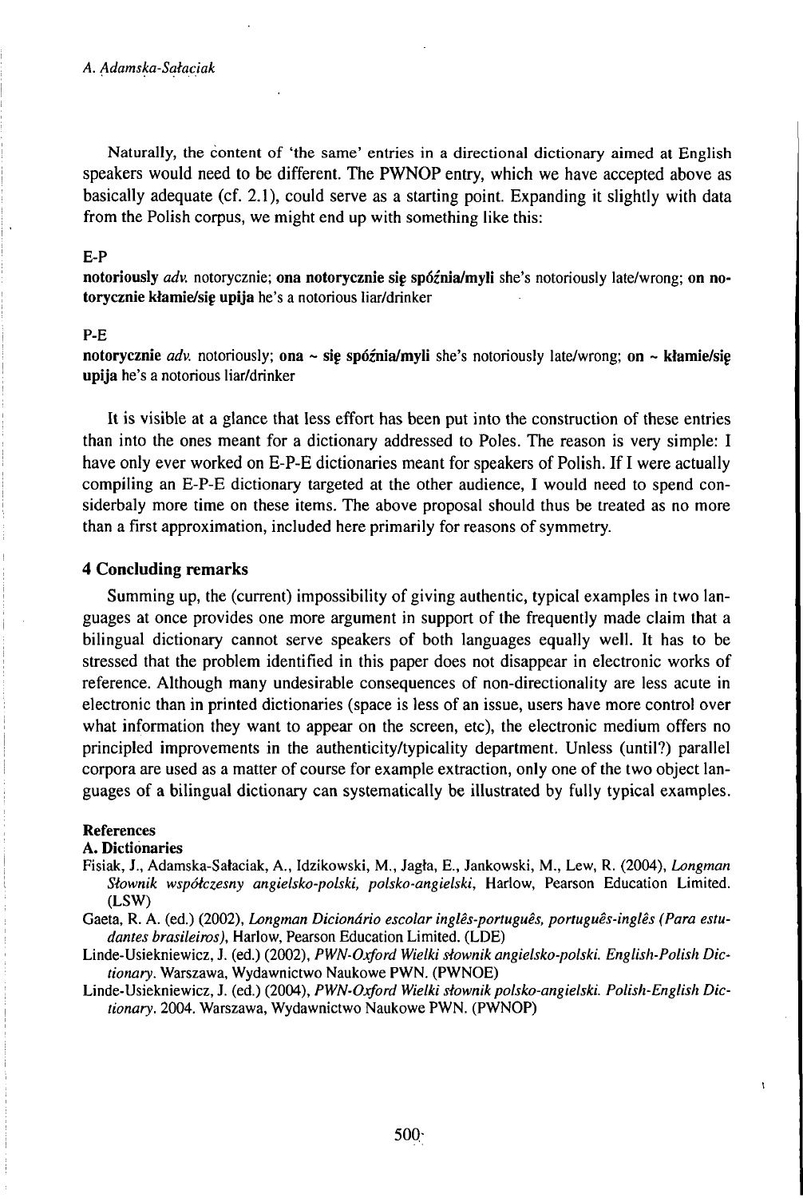Naturally, the content of 'the same' entries in a directional dictionary aimed at English speakers would need to be different. The PWNOP entry, which we have accepted above as basically adequate (cf. 2.1), could serve as a starting point. Expanding it slightly with data from the Polish corpus, we might end up with something like this:

E-P

**notoriously** *adv.* notorycznie; **ona notorycznie się spóźnia/myli** she's notoriously late/wrong; **on notorycznie kłamie/się upija** he's a notorious liar/drinker

P-E

**notorycznie** *adv.* notoriously; **ona ~ się spóźnia/myli** she's notoriously late/wrong; **on ~ kłamie/się upija** he's a notorious liar/drinker

It is visible at a glance that less effort has been put into the construction of these entries than into the ones meant for a dictionary addressed to Poles. The reason is very simple: I have only ever worked on E-P-E dictionaries meant for speakers of Polish. If I were actually compiling an E-P-E dictionary targeted at the other audience, I would need to spend considerbaly more time on these items. The above proposal should thus be treated as no more than a first approximation, included here primarily for reasons of symmetry.

## 4 Concluding remarks

Summing up, the (current) impossibility of giving authentic, typical examples in two languages at once provides one more argument in support of the frequently made claim that a bilingual dictionary cannot serve speakers of both languages equally well. It has to be stressed that the problem identified in this paper does not disappear in electronic works of reference. Although many undesirable consequences of non-directionality are less acute in electronic than in printed dictionaries (space is less of an issue, users have more control over what information they want to appear on the screen, etc), the electronic medium offers no principled improvements in the authenticity/typicality department. Unless (until?) parallel corpora are used as a matter of course for example extraction, only one of the two object languages of a bilingual dictionary can systematically be illustrated by fully typical examples.

### References

#### A. Dictionaries

Fisiak, J., Adamska-Sałaciak, A., Idzikowski, M., Jagła, E., Jankowski, M., Lew, R. (2004), *Longman Słownik współczesny angielsko-polski, polsko-angielski*, Harlow, Pearson Education Limited. (LSW)

Gaeta, R. A. (ed.) (2002), *Longman Dicionário escolar inglês-português, português-inglês (Para estudantes brasileiros)*, Harlow, Pearson Education Limited. (LDE)

Linde-Usiekniewicz, J. (ed.) (2002), *PWN-Oxford Wielki słownik angielsko-polski. English-Polish Dictionary*. Warszawa, Wydawnictwo Naukowe PWN. (PWNOE)

Linde-Usiekniewicz, J. (ed.) (2004), *PWN-Oxford Wielki słownik polsko-angielski. Polish-English Dictionary*. 2004. Warszawa, Wydawnictwo Naukowe PWN. (PWNOP)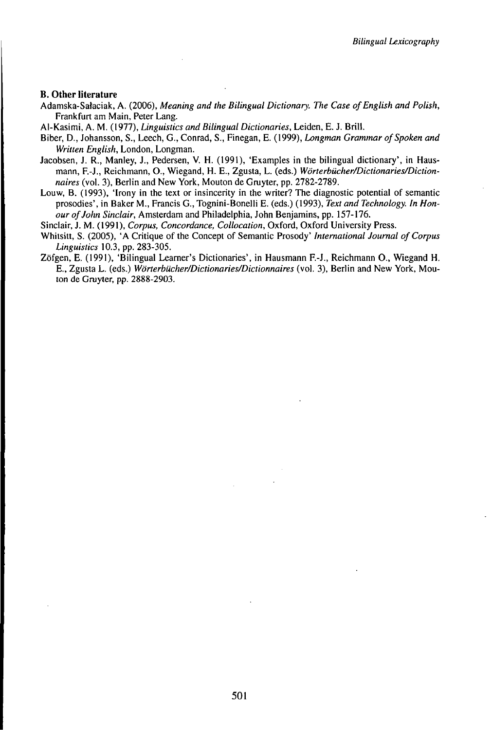### B. Other literature

Adamska-Sałaciak, A. (2006), *Meaning and the Bilingual Dictionary. The Case of English and Polish*, Frankfurt am Main, Peter Lang.

Al-Kasimi, A. M. (1977), *Linguistics and Bilingual Dictionaries*, Leiden, E. J. Brill.

Biber, D., Johansson, S., Leech, G., Conrad, S., Finegan, E. (1999), *Longman Grammar of Spoken and Written English*, London, Longman.

Jacobsen, J. R., Manley, J., Pedersen, V. H. (1991), 'Examples in the bilingual dictionary', in Hausmann, F.-J., Reichmann, O., Wiegand, H. E., Zgusta, L. (eds.) *Wörterbücher/Dictionaries/Dictionnaires* (vol. 3), Berlin and New York, Mouton de Gruyter, pp. 2782-2789.

Louw, B. (1993), 'Irony in the text or insincerity in the writer? The diagnostic potential of semantic prosodies', in Baker M., Francis G., Tognini-Bonelli E. (eds.) (1993), *Text and Technology. In Honour of John Sinclair*, Amsterdam and Philadelphia, John Benjamins, pp. 157-176.

Sinclair, J. M. (1991), *Corpus, Concordance, Collocation*, Oxford, Oxford University Press.

Whitsitt, S. (2005), 'A Critique of the Concept of Semantic Prosody' *International Journal of Corpus Linguistics* 10.3, pp. 283-305.

Zöfgen, E. (1991), 'Bilingual Learner's Dictionaries', in Hausmann F.-J., Reichmann O., Wiegand H. E., Zgusta L. (eds.) *Wörterbücher/Dictionaries/Dictionnaires* (vol. 3), Berlin and New York, Mouton de Gruyter, pp. 2888-2903.